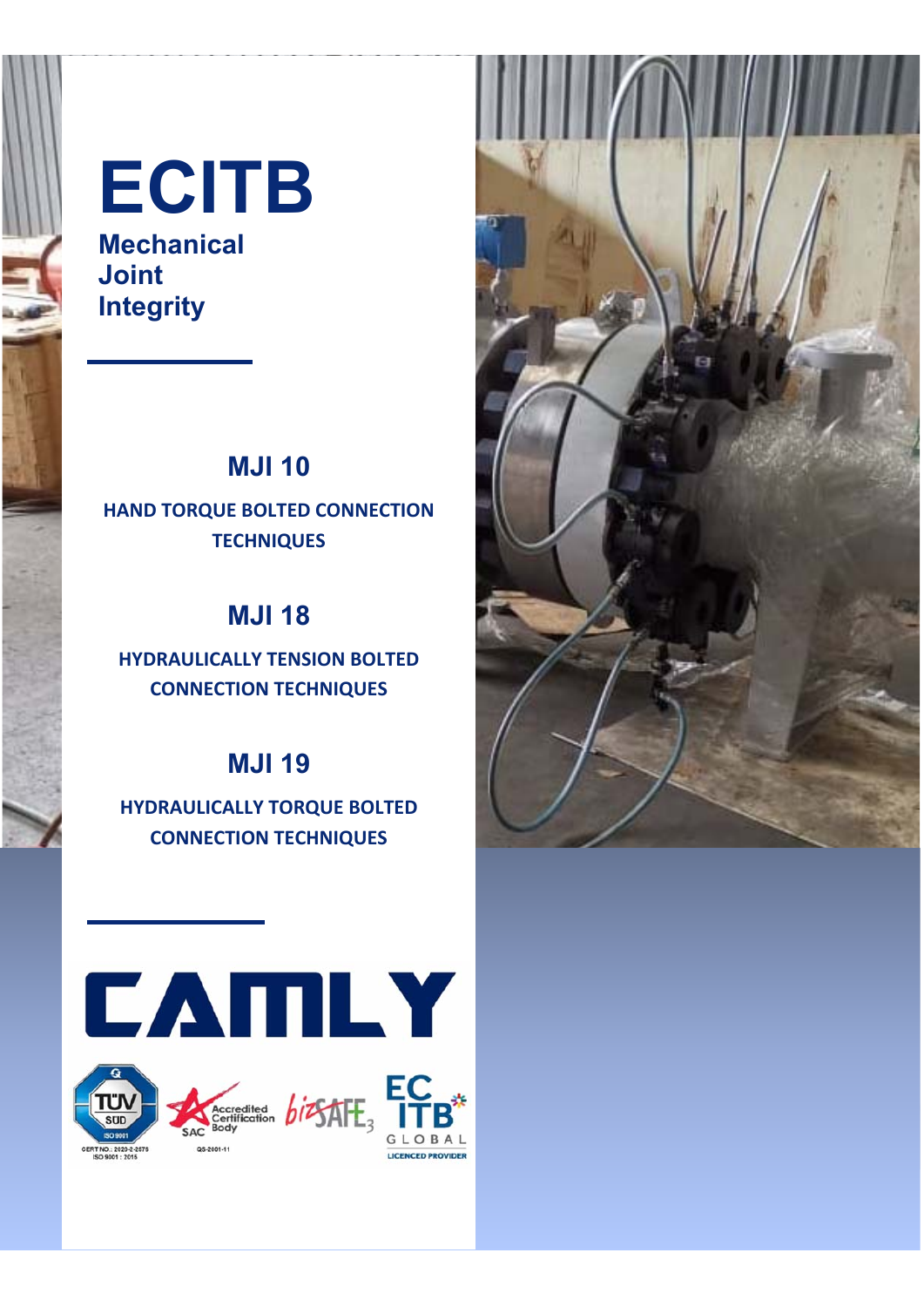# ECITB

**Mechanical Joint Integrity**

## MJI 10

### HAND TORQUE BOLTED CONNECTION TECHNIQUES

## MJI 18

### HYDRAULICALLY TENSION BOLTED CONNECTION TECHNIQUES

## MJI 19

### HYDRAULICALLY TORQUE BOLTED CONNECTION TECHNIQUES

CAMLY

TÜV SÜD ISO 9001 CERT NO.: 2020-2-2575 ISO 9001 : 2015

SAC Accredited Certification Body QS-2001-11

bizSAFE 3

ECITB GLOBAL LICENCED PROVIDER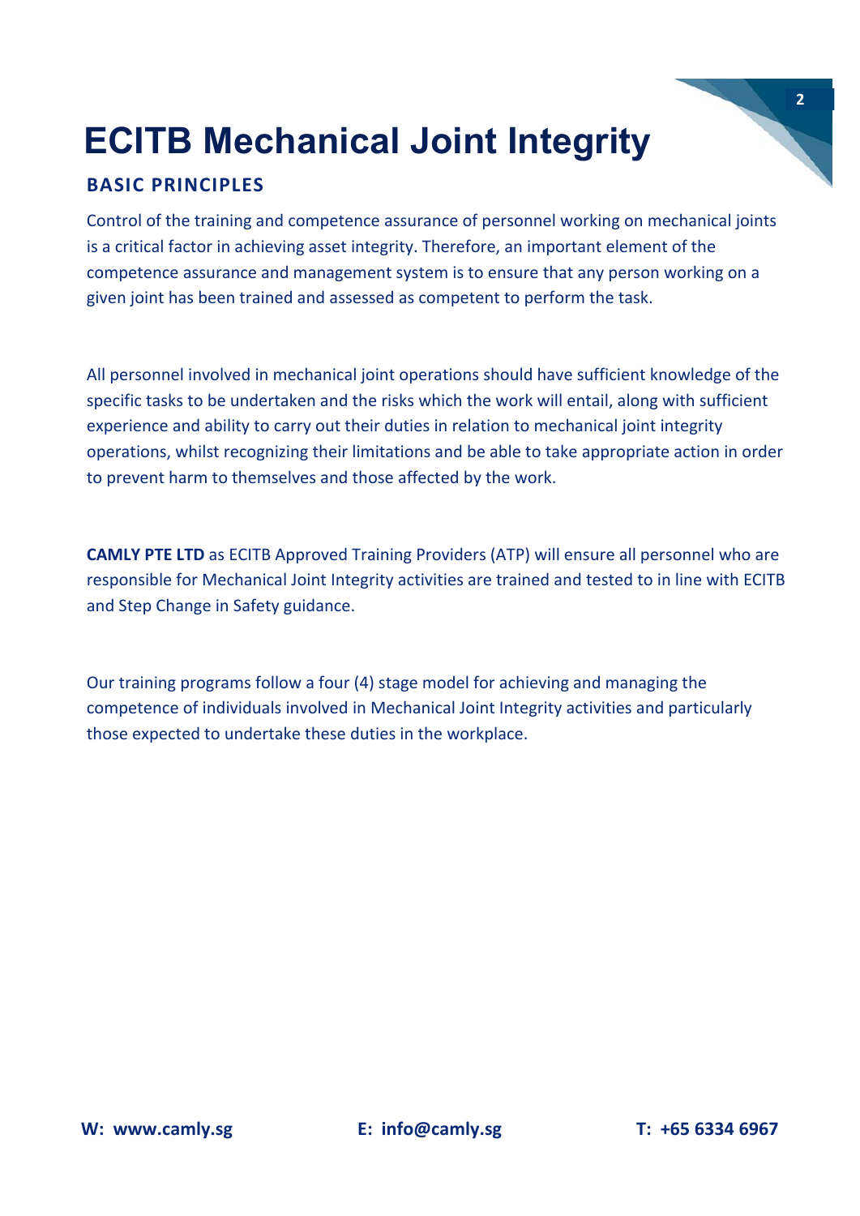# ECITB Mechanical Joint Integrity

## BASIC PRINCIPLES

Control of the training and competence assurance of personnel working on mechanical joints is a critical factor in achieving asset integrity. Therefore, an important element of the competence assurance and management system is to ensure that any person working on a given joint has been trained and assessed as competent to perform the task.

All personnel involved in mechanical joint operations should have sufficient knowledge of the specific tasks to be undertaken and the risks which the work will entail, along with sufficient experience and ability to carry out their duties in relation to mechanical joint integrity operations, whilst recognizing their limitations and be able to take appropriate action in order to prevent harm to themselves and those affected by the work.

**CAMLY PTE LTD** as ECITB Approved Training Providers (ATP) will ensure all personnel who are responsible for Mechanical Joint Integrity activities are trained and tested to in line with ECITB and Step Change in Safety guidance.

Our training programs follow a four (4) stage model for achieving and managing the competence of individuals involved in Mechanical Joint Integrity activities and particularly those expected to undertake these duties in the workplace.

**W: www.camly.sg** **E: info@camly.sg** **T: +65 6334 6967**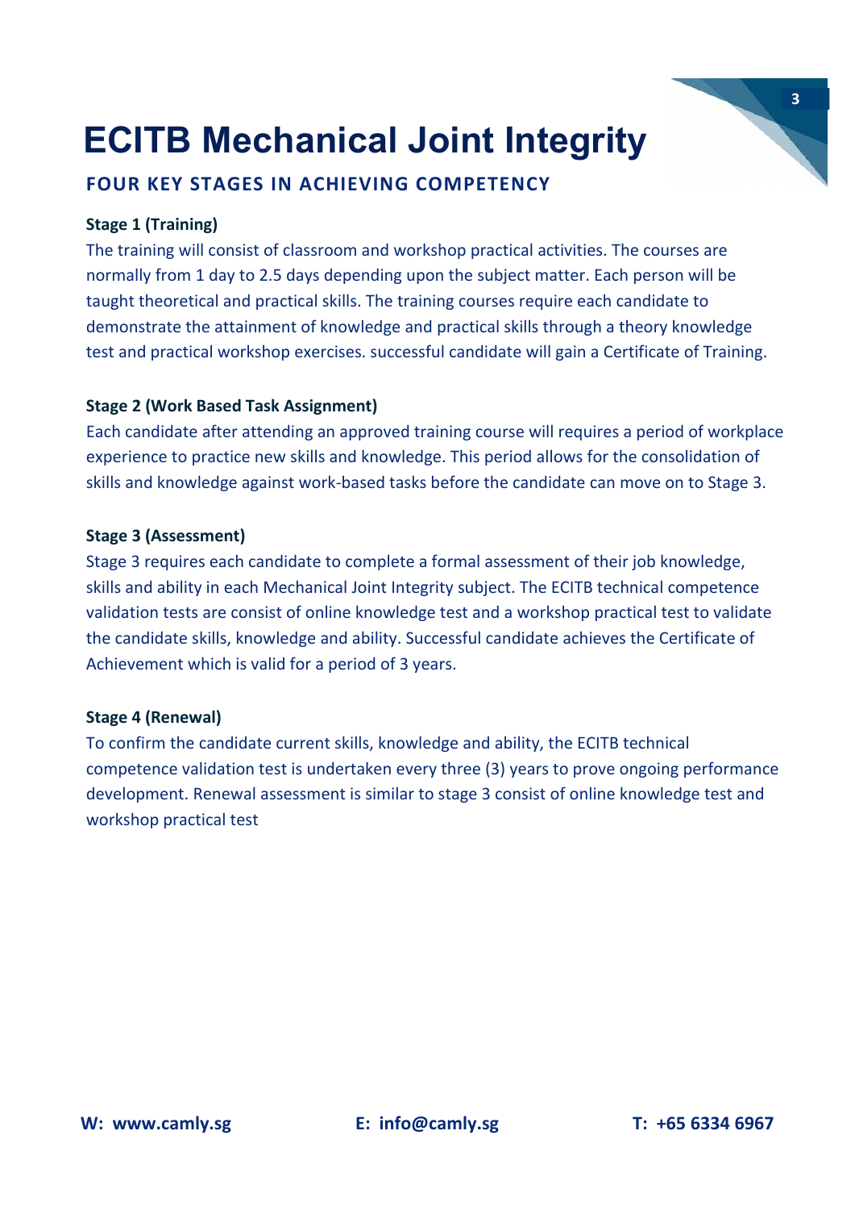# ECITB Mechanical Joint Integrity

## FOUR KEY STAGES IN ACHIEVING COMPETENCY

**Stage 1 (Training)**

The training will consist of classroom and workshop practical activities. The courses are normally from 1 day to 2.5 days depending upon the subject matter. Each person will be taught theoretical and practical skills. The training courses require each candidate to demonstrate the attainment of knowledge and practical skills through a theory knowledge test and practical workshop exercises. successful candidate will gain a Certificate of Training.

**Stage 2 (Work Based Task Assignment)**

Each candidate after attending an approved training course will requires a period of workplace experience to practice new skills and knowledge. This period allows for the consolidation of skills and knowledge against work-based tasks before the candidate can move on to Stage 3.

**Stage 3 (Assessment)**

Stage 3 requires each candidate to complete a formal assessment of their job knowledge, skills and ability in each Mechanical Joint Integrity subject. The ECITB technical competence validation tests are consist of online knowledge test and a workshop practical test to validate the candidate skills, knowledge and ability. Successful candidate achieves the Certificate of Achievement which is valid for a period of 3 years.

**Stage 4 (Renewal)**

To confirm the candidate current skills, knowledge and ability, the ECITB technical competence validation test is undertaken every three (3) years to prove ongoing performance development. Renewal assessment is similar to stage 3 consist of online knowledge test and workshop practical test

**W: www.camly.sg** **E: info@camly.sg** **T: +65 6334 6967**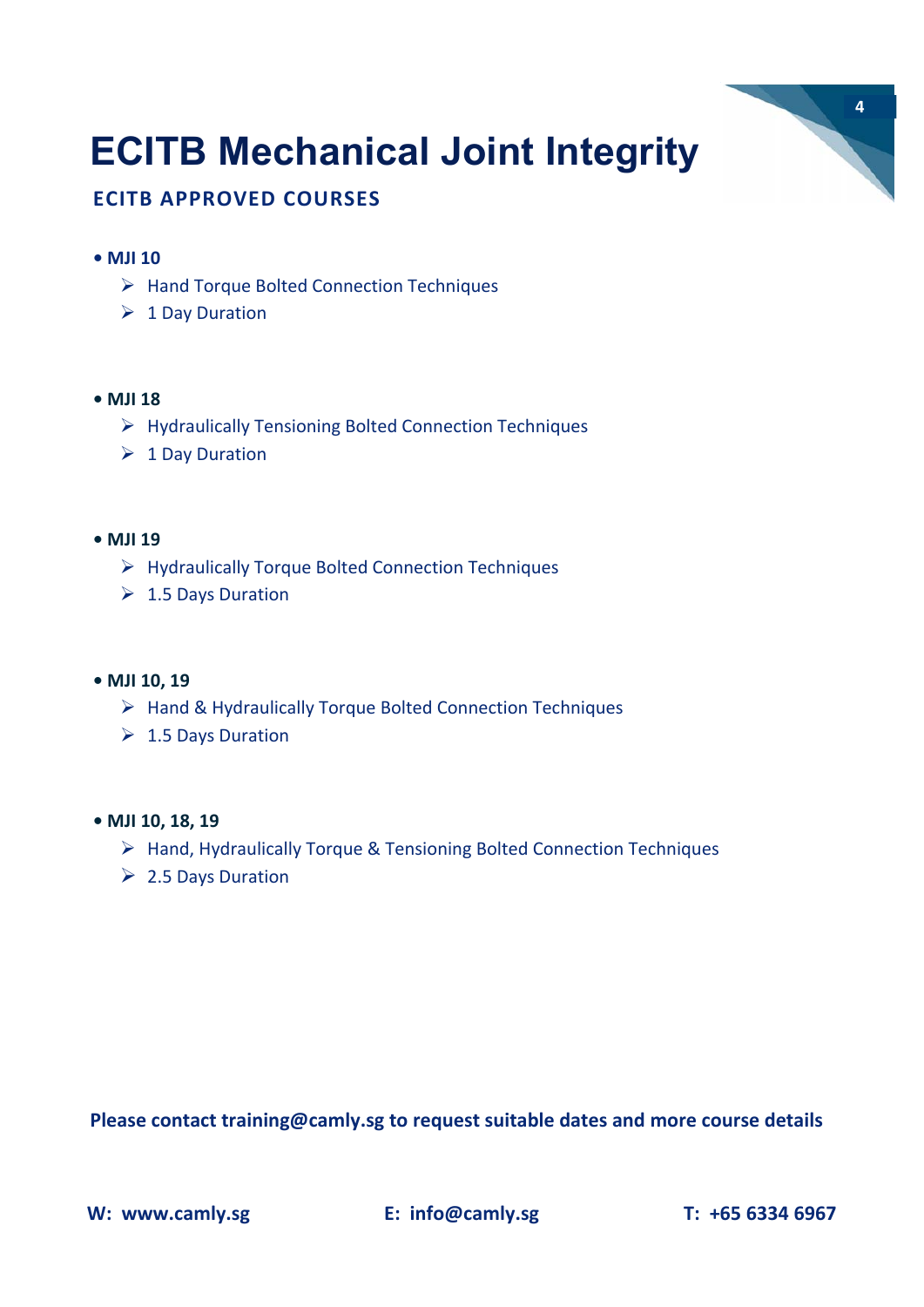# ECITB Mechanical Joint Integrity

## ECITB APPROVED COURSES

- **MJI 10**
  - Hand Torque Bolted Connection Techniques
  - 1 Day Duration

- **MJI 18**
  - Hydraulically Tensioning Bolted Connection Techniques
  - 1 Day Duration

- **MJI 19**
  - Hydraulically Torque Bolted Connection Techniques
  - 1.5 Days Duration

- **MJI 10, 19**
  - Hand & Hydraulically Torque Bolted Connection Techniques
  - 1.5 Days Duration

- **MJI 10, 18, 19**
  - Hand, Hydraulically Torque & Tensioning Bolted Connection Techniques
  - 2.5 Days Duration

**Please contact training@camly.sg to request suitable dates and more course details**

**W: www.camly.sg** **E: info@camly.sg** **T: +65 6334 6967**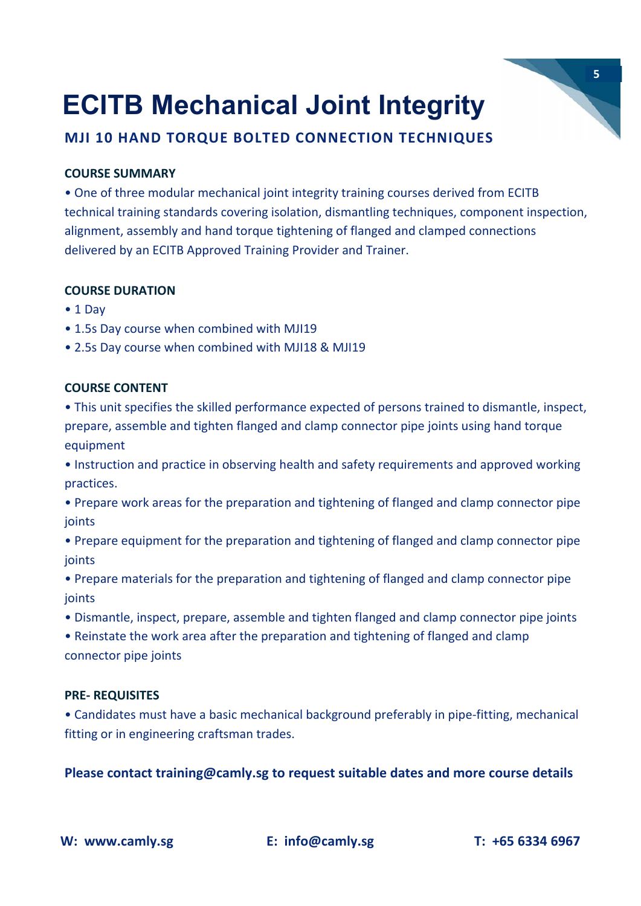# ECITB Mechanical Joint Integrity

## MJI 10 HAND TORQUE BOLTED CONNECTION TECHNIQUES

**COURSE SUMMARY**

- One of three modular mechanical joint integrity training courses derived from ECITB technical training standards covering isolation, dismantling techniques, component inspection, alignment, assembly and hand torque tightening of flanged and clamped connections delivered by an ECITB Approved Training Provider and Trainer.

**COURSE DURATION**

- 1 Day
- 1.5s Day course when combined with MJI19
- 2.5s Day course when combined with MJI18 & MJI19

**COURSE CONTENT**

- This unit specifies the skilled performance expected of persons trained to dismantle, inspect, prepare, assemble and tighten flanged and clamp connector pipe joints using hand torque equipment
- Instruction and practice in observing health and safety requirements and approved working practices.
- Prepare work areas for the preparation and tightening of flanged and clamp connector pipe joints
- Prepare equipment for the preparation and tightening of flanged and clamp connector pipe joints
- Prepare materials for the preparation and tightening of flanged and clamp connector pipe joints
- Dismantle, inspect, prepare, assemble and tighten flanged and clamp connector pipe joints
- Reinstate the work area after the preparation and tightening of flanged and clamp connector pipe joints

**PRE- REQUISITES**

- Candidates must have a basic mechanical background preferably in pipe-fitting, mechanical fitting or in engineering craftsman trades.

**Please contact training@camly.sg to request suitable dates and more course details**

**W: www.camly.sg** **E: info@camly.sg** **T: +65 6334 6967**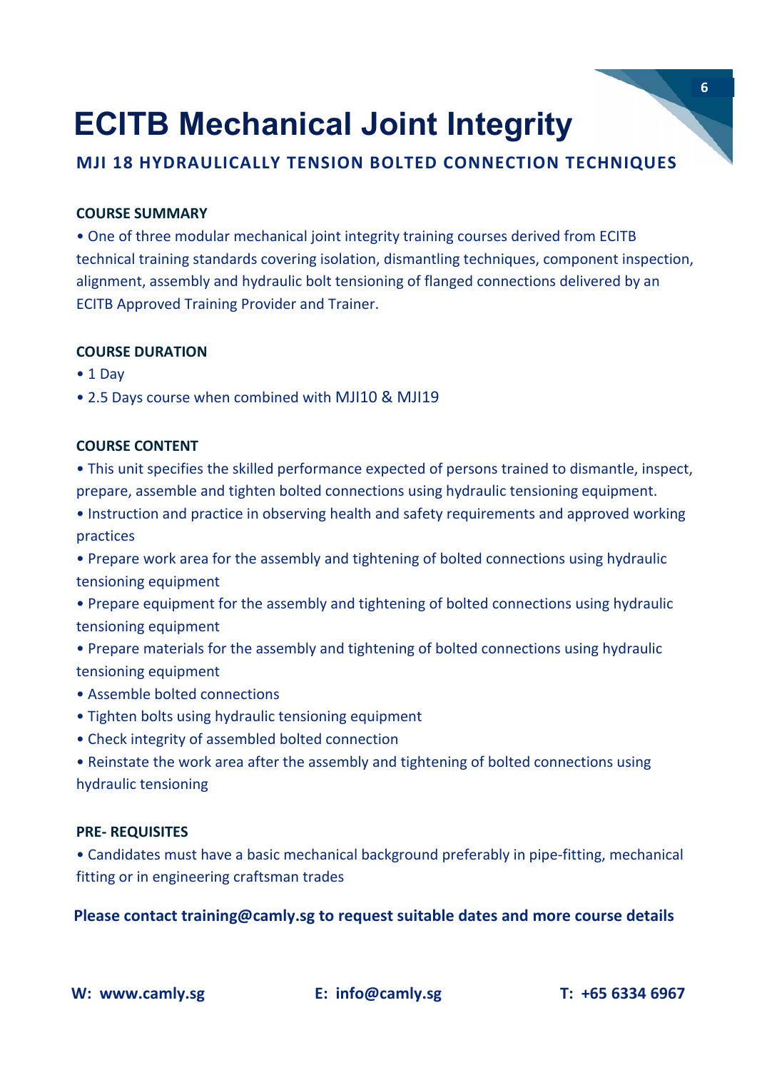# ECITB Mechanical Joint Integrity

## MJI 18 HYDRAULICALLY TENSION BOLTED CONNECTION TECHNIQUES

**COURSE SUMMARY**

• One of three modular mechanical joint integrity training courses derived from ECITB technical training standards covering isolation, dismantling techniques, component inspection, alignment, assembly and hydraulic bolt tensioning of flanged connections delivered by an ECITB Approved Training Provider and Trainer.

**COURSE DURATION**

• 1 Day
• 2.5 Days course when combined with MJI10 & MJI19

**COURSE CONTENT**

• This unit specifies the skilled performance expected of persons trained to dismantle, inspect, prepare, assemble and tighten bolted connections using hydraulic tensioning equipment.
• Instruction and practice in observing health and safety requirements and approved working practices
• Prepare work area for the assembly and tightening of bolted connections using hydraulic tensioning equipment
• Prepare equipment for the assembly and tightening of bolted connections using hydraulic tensioning equipment
• Prepare materials for the assembly and tightening of bolted connections using hydraulic tensioning equipment
• Assemble bolted connections
• Tighten bolts using hydraulic tensioning equipment
• Check integrity of assembled bolted connection
• Reinstate the work area after the assembly and tightening of bolted connections using hydraulic tensioning

**PRE- REQUISITES**

• Candidates must have a basic mechanical background preferably in pipe-fitting, mechanical fitting or in engineering craftsman trades

**Please contact training@camly.sg to request suitable dates and more course details**

**W: www.camly.sg** **E: info@camly.sg** **T: +65 6334 6967**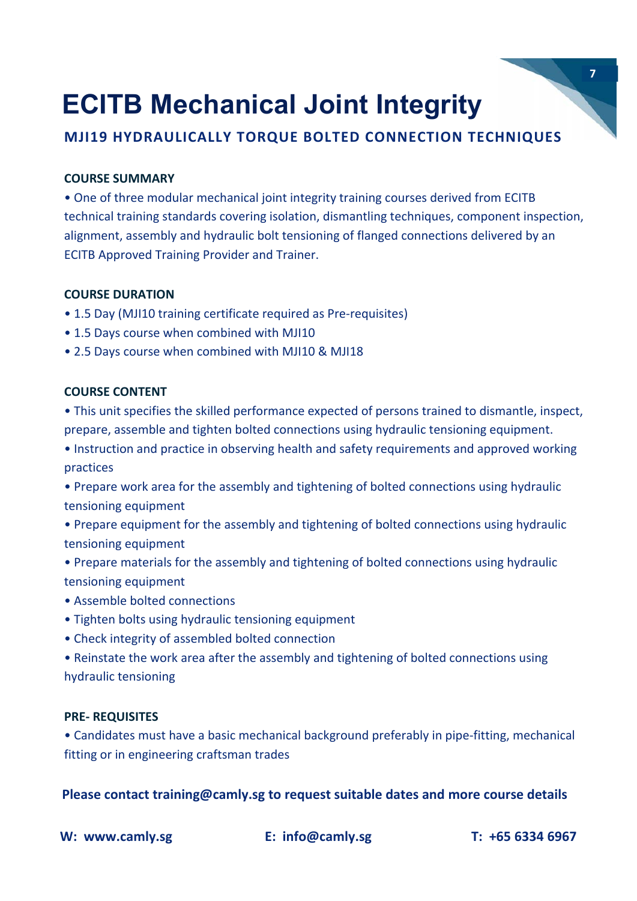# ECITB Mechanical Joint Integrity

## MJI19 HYDRAULICALLY TORQUE BOLTED CONNECTION TECHNIQUES

**COURSE SUMMARY**

- One of three modular mechanical joint integrity training courses derived from ECITB technical training standards covering isolation, dismantling techniques, component inspection, alignment, assembly and hydraulic bolt tensioning of flanged connections delivered by an ECITB Approved Training Provider and Trainer.

**COURSE DURATION**

- 1.5 Day (MJI10 training certificate required as Pre-requisites)
- 1.5 Days course when combined with MJI10
- 2.5 Days course when combined with MJI10 & MJI18

**COURSE CONTENT**

- This unit specifies the skilled performance expected of persons trained to dismantle, inspect, prepare, assemble and tighten bolted connections using hydraulic tensioning equipment.
- Instruction and practice in observing health and safety requirements and approved working practices
- Prepare work area for the assembly and tightening of bolted connections using hydraulic tensioning equipment
- Prepare equipment for the assembly and tightening of bolted connections using hydraulic tensioning equipment
- Prepare materials for the assembly and tightening of bolted connections using hydraulic tensioning equipment
- Assemble bolted connections
- Tighten bolts using hydraulic tensioning equipment
- Check integrity of assembled bolted connection
- Reinstate the work area after the assembly and tightening of bolted connections using hydraulic tensioning

**PRE- REQUISITES**

- Candidates must have a basic mechanical background preferably in pipe-fitting, mechanical fitting or in engineering craftsman trades

**Please contact training@camly.sg to request suitable dates and more course details**

**W: www.camly.sg** **E: info@camly.sg** **T: +65 6334 6967**